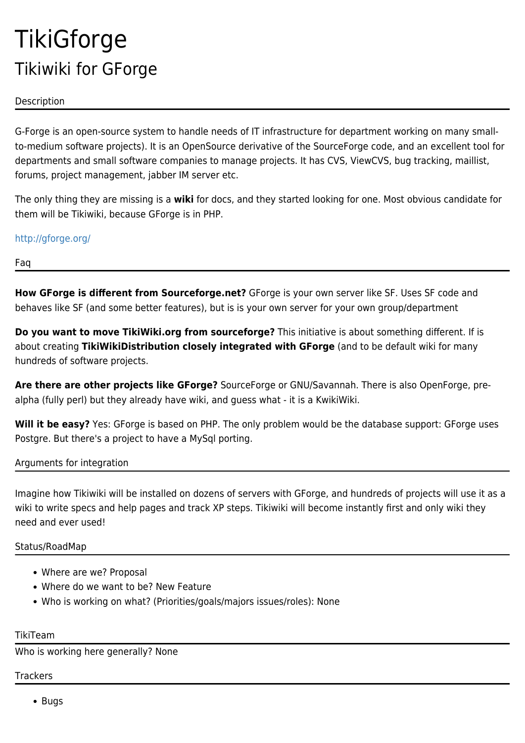# TikiGforge

## Tikiwiki for GForge

### Description

G-Forge is an open-source system to handle needs of IT infrastructure for department working on many small-to-medium software projects). It is an OpenSource derivative of the SourceForge code, and an excellent tool for departments and small software companies to manage projects. It has CVS, ViewCVS, bug tracking, maillist, forums, project management, jabber IM server etc.

The only thing they are missing is a **wiki** for docs, and they started looking for one. Most obvious candidate for them will be Tikiwiki, because GForge is in PHP.

http://gforge.org/

### Faq

**How GForge is different from Sourceforge.net?** GForge is your own server like SF. Uses SF code and behaves like SF (and some better features), but is is your own server for your own group/department

**Do you want to move TikiWiki.org from sourceforge?** This initiative is about something different. If is about creating **TikiWikiDistribution closely integrated with GForge** (and to be default wiki for many hundreds of software projects.

**Are there are other projects like GForge?** SourceForge or GNU/Savannah. There is also OpenForge, pre-alpha (fully perl) but they already have wiki, and guess what - it is a KwikiWiki.

**Will it be easy?** Yes: GForge is based on PHP. The only problem would be the database support: GForge uses Postgre. But there's a project to have a MySql porting.

### Arguments for integration

Imagine how Tikiwiki will be installed on dozens of servers with GForge, and hundreds of projects will use it as a wiki to write specs and help pages and track XP steps. Tikiwiki will become instantly first and only wiki they need and ever used!

### Status/RoadMap

- Where are we? Proposal
- Where do we want to be? New Feature
- Who is working on what? (Priorities/goals/majors issues/roles): None

### TikiTeam

Who is working here generally? None

### Trackers

- Bugs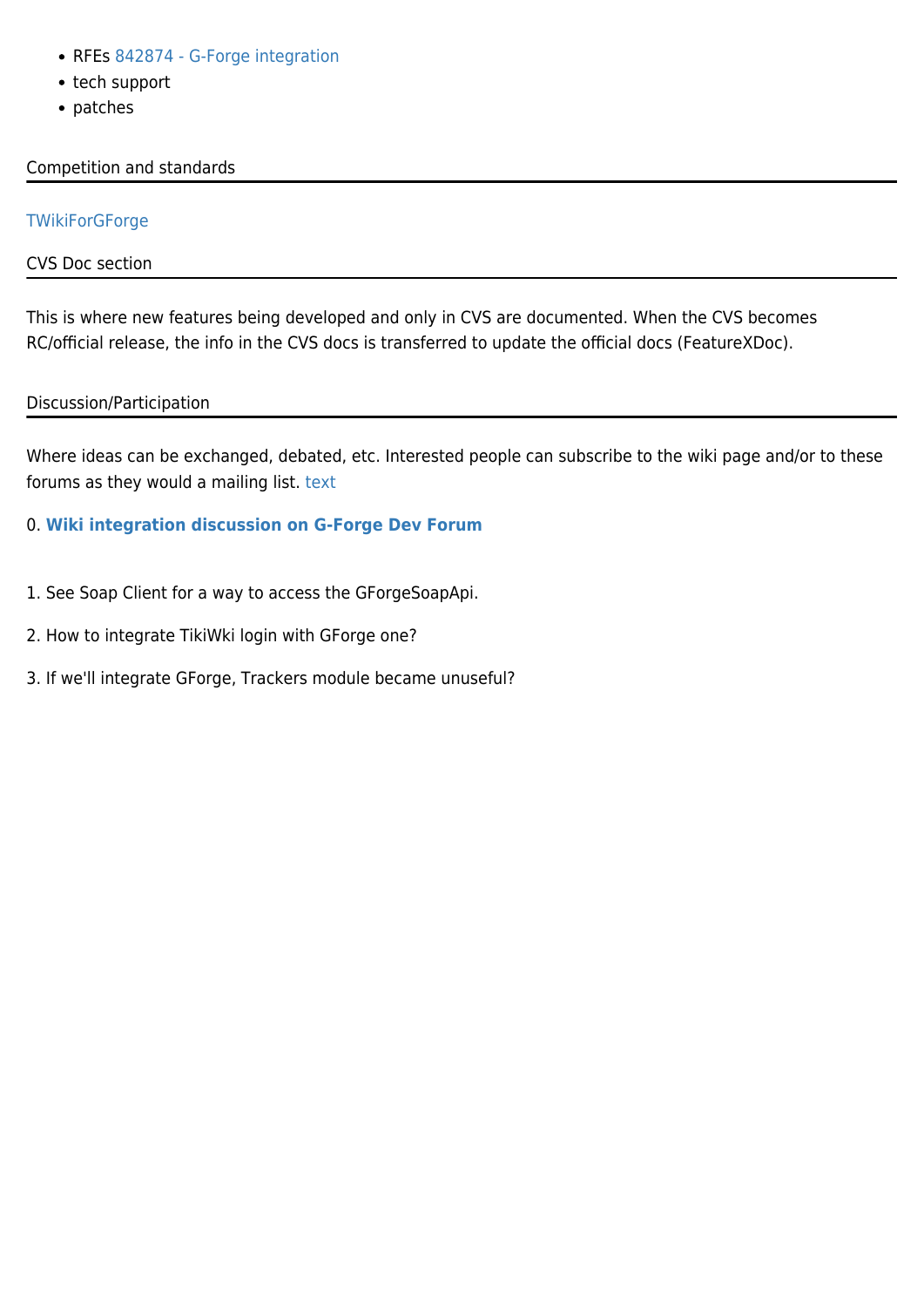- RFEs 842874 - G-Forge integration
- tech support
- patches

## Competition and standards

TWikiForGForge

## CVS Doc section

This is where new features being developed and only in CVS are documented. When the CVS becomes RC/official release, the info in the CVS docs is transferred to update the official docs (FeatureXDoc).

## Discussion/Participation

Where ideas can be exchanged, debated, etc. Interested people can subscribe to the wiki page and/or to these forums as they would a mailing list. text

0. **Wiki integration discussion on G-Forge Dev Forum**

1. See Soap Client for a way to access the GForgeSoapApi.

2. How to integrate TikiWki login with GForge one?

3. If we'll integrate GForge, Trackers module became unuseful?